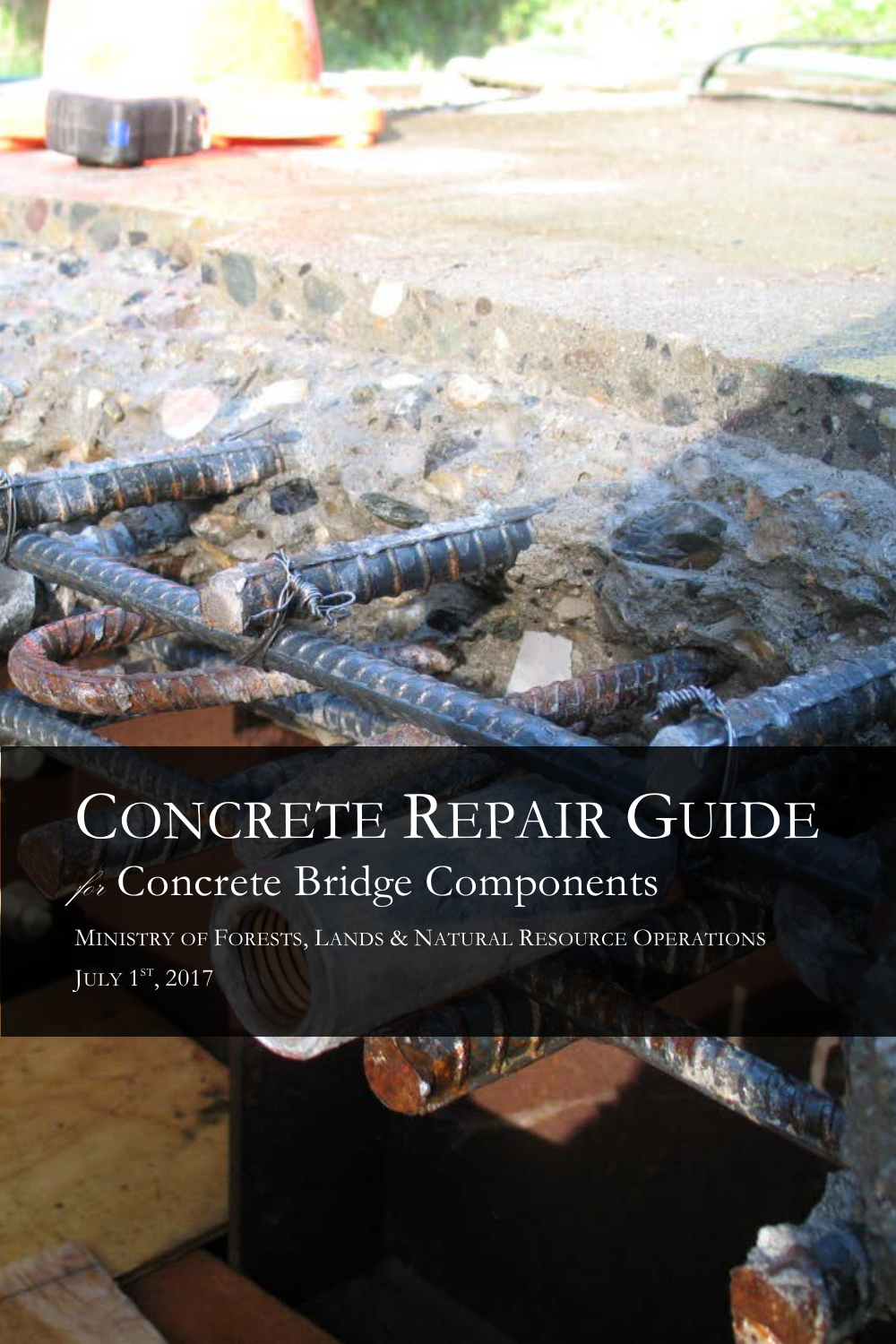# Concrete Repair Guide

## *for* Concrete Bridge Components

Ministry of Forests, Lands & Natural Resource Operations

July 1st, 2017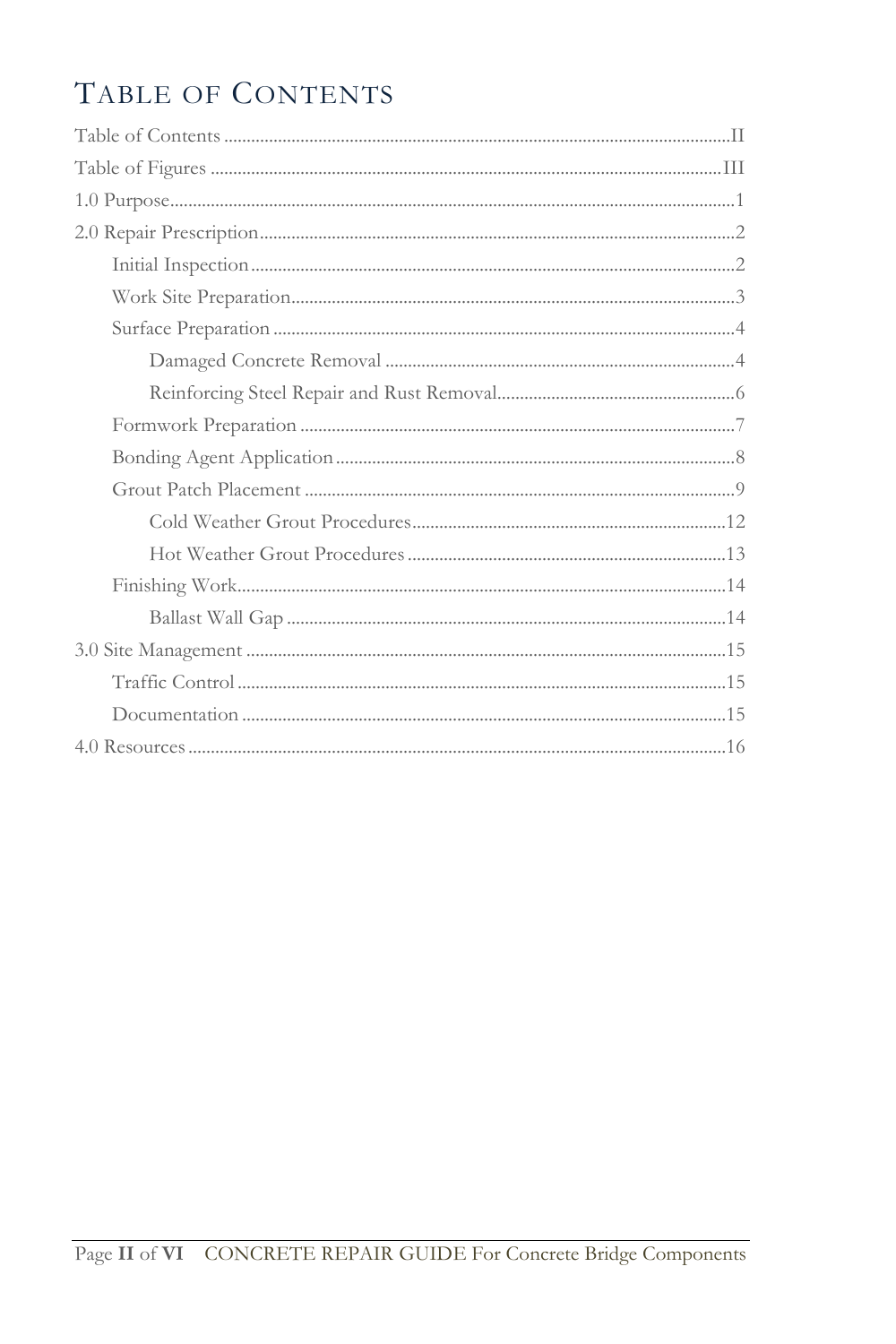# Table of Contents

Table of Contents ..................................................II

Table of Figures ..................................................III

1.0 Purpose..................................................1

2.0 Repair Prescription..................................................2

- Initial Inspection..................................................2
- Work Site Preparation..................................................3
- Surface Preparation..................................................4
  - Damaged Concrete Removal ..................................................4
  - Reinforcing Steel Repair and Rust Removal..................................................6
- Formwork Preparation ..................................................7
- Bonding Agent Application..................................................8
- Grout Patch Placement ..................................................9
  - Cold Weather Grout Procedures..................................................12
  - Hot Weather Grout Procedures ..................................................13
- Finishing Work..................................................14
  - Ballast Wall Gap ..................................................14

3.0 Site Management ..................................................15

- Traffic Control..................................................15
- Documentation ..................................................15

4.0 Resources..................................................16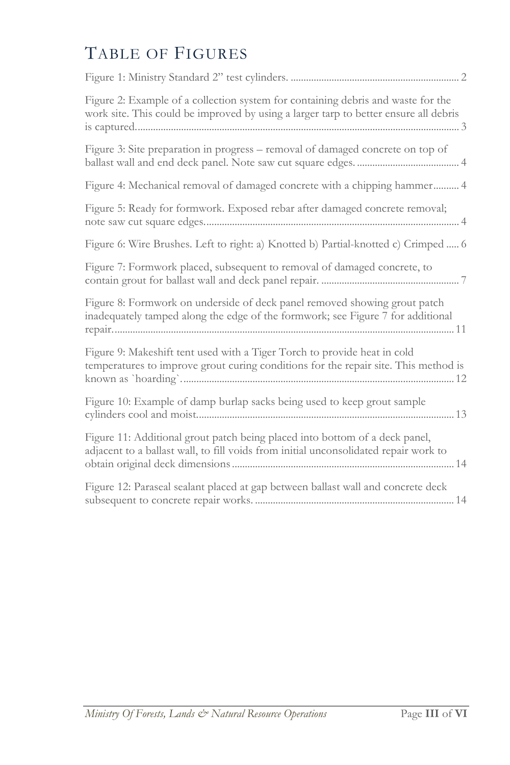# Table of Figures

Figure 1: Ministry Standard 2" test cylinders. .......... 2

Figure 2: Example of a collection system for containing debris and waste for the work site. This could be improved by using a larger tarp to better ensure all debris is captured. .......... 3

Figure 3: Site preparation in progress – removal of damaged concrete on top of ballast wall and end deck panel. Note saw cut square edges. .......... 4

Figure 4: Mechanical removal of damaged concrete with a chipping hammer .......... 4

Figure 5: Ready for formwork. Exposed rebar after damaged concrete removal; note saw cut square edges. .......... 4

Figure 6: Wire Brushes. Left to right: a) Knotted b) Partial-knotted c) Crimped .......... 6

Figure 7: Formwork placed, subsequent to removal of damaged concrete, to contain grout for ballast wall and deck panel repair. .......... 7

Figure 8: Formwork on underside of deck panel removed showing grout patch inadequately tamped along the edge of the formwork; see Figure 7 for additional repair. .......... 11

Figure 9: Makeshift tent used with a Tiger Torch to provide heat in cold temperatures to improve grout curing conditions for the repair site. This method is known as `hoarding`. .......... 12

Figure 10: Example of damp burlap sacks being used to keep grout sample cylinders cool and moist. .......... 13

Figure 11: Additional grout patch being placed into bottom of a deck panel, adjacent to a ballast wall, to fill voids from initial unconsolidated repair work to obtain original deck dimensions .......... 14

Figure 12: Paraseal sealant placed at gap between ballast wall and concrete deck subsequent to concrete repair works. .......... 14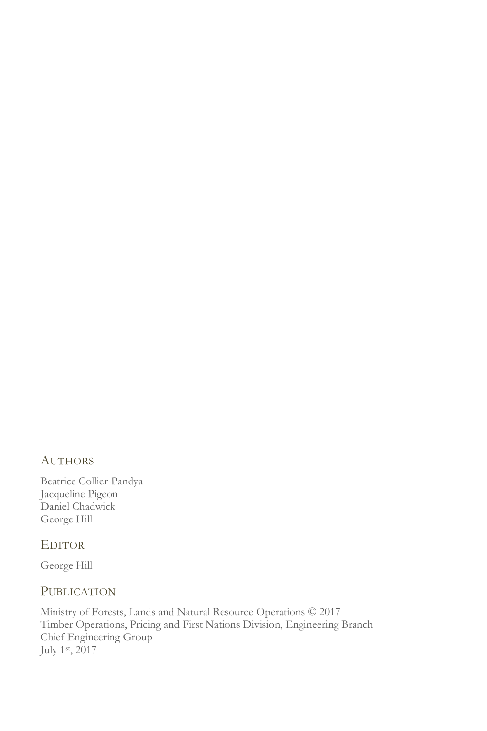## Authors

Beatrice Collier-Pandya
Jacqueline Pigeon
Daniel Chadwick
George Hill

## Editor

George Hill

## Publication

Ministry of Forests, Lands and Natural Resource Operations © 2017
Timber Operations, Pricing and First Nations Division, Engineering Branch
Chief Engineering Group
July 1st, 2017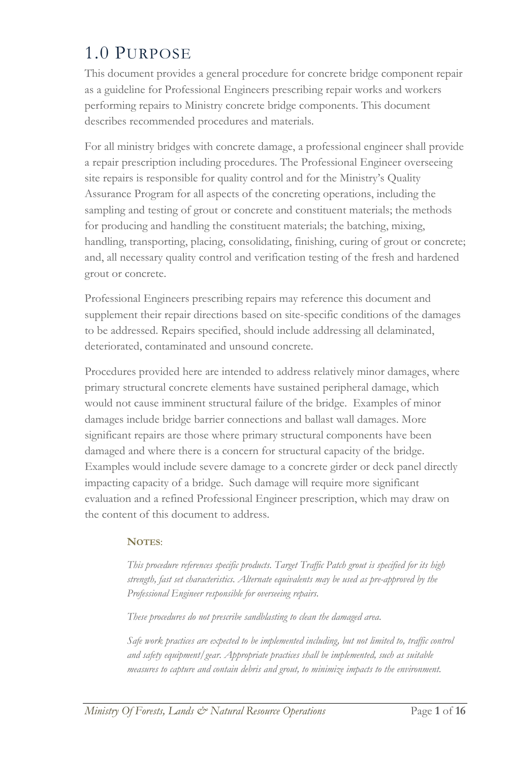# 1.0 PURPOSE

This document provides a general procedure for concrete bridge component repair as a guideline for Professional Engineers prescribing repair works and workers performing repairs to Ministry concrete bridge components. This document describes recommended procedures and materials.

For all ministry bridges with concrete damage, a professional engineer shall provide a repair prescription including procedures. The Professional Engineer overseeing site repairs is responsible for quality control and for the Ministry's Quality Assurance Program for all aspects of the concreting operations, including the sampling and testing of grout or concrete and constituent materials; the methods for producing and handling the constituent materials; the batching, mixing, handling, transporting, placing, consolidating, finishing, curing of grout or concrete; and, all necessary quality control and verification testing of the fresh and hardened grout or concrete.

Professional Engineers prescribing repairs may reference this document and supplement their repair directions based on site-specific conditions of the damages to be addressed. Repairs specified, should include addressing all delaminated, deteriorated, contaminated and unsound concrete.

Procedures provided here are intended to address relatively minor damages, where primary structural concrete elements have sustained peripheral damage, which would not cause imminent structural failure of the bridge. Examples of minor damages include bridge barrier connections and ballast wall damages. More significant repairs are those where primary structural components have been damaged and where there is a concern for structural capacity of the bridge. Examples would include severe damage to a concrete girder or deck panel directly impacting capacity of a bridge. Such damage will require more significant evaluation and a refined Professional Engineer prescription, which may draw on the content of this document to address.

> **NOTES**:
>
> *This procedure references specific products. Target Traffic Patch grout is specified for its high strength, fast set characteristics. Alternate equivalents may be used as pre-approved by the Professional Engineer responsible for overseeing repairs.*
>
> *These procedures do not prescribe sandblasting to clean the damaged area.*
>
> *Safe work practices are expected to be implemented including, but not limited to, traffic control and safety equipment/gear. Appropriate practices shall be implemented, such as suitable measures to capture and contain debris and grout, to minimize impacts to the environment.*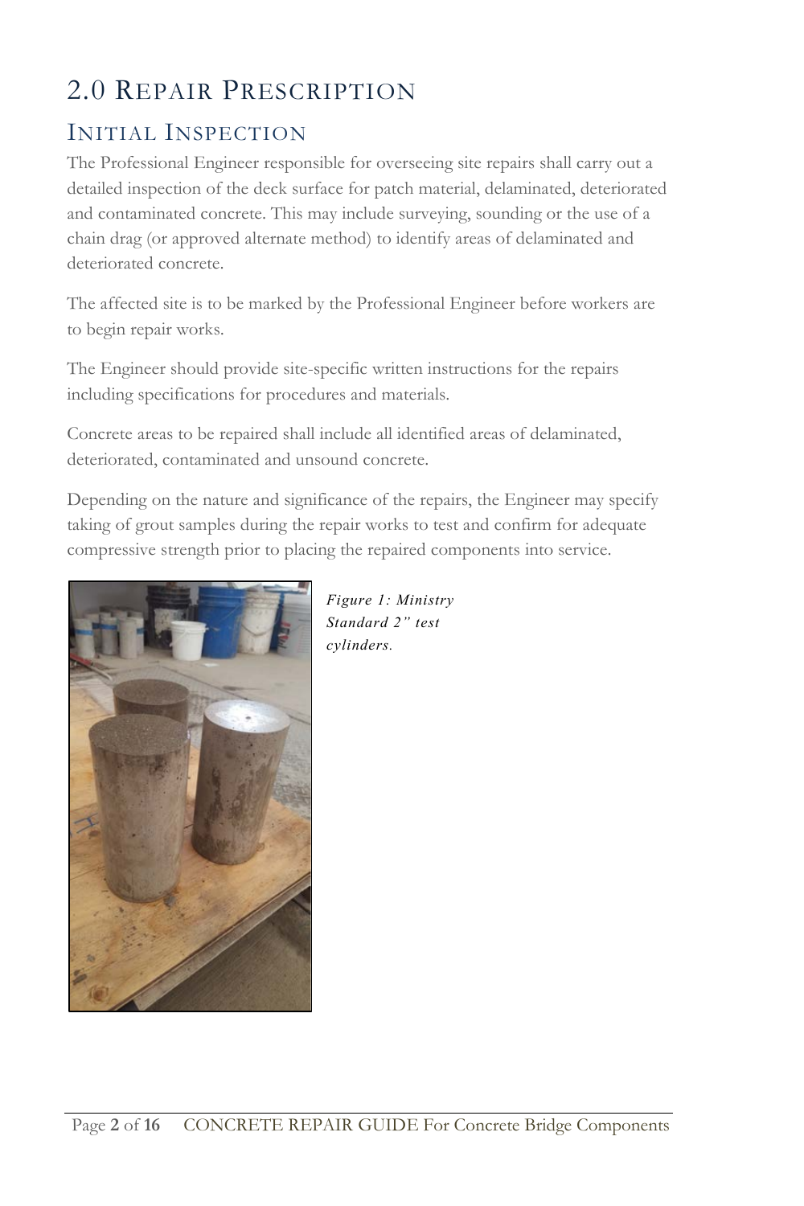# 2.0 Repair Prescription

## Initial Inspection

The Professional Engineer responsible for overseeing site repairs shall carry out a detailed inspection of the deck surface for patch material, delaminated, deteriorated and contaminated concrete. This may include surveying, sounding or the use of a chain drag (or approved alternate method) to identify areas of delaminated and deteriorated concrete.

The affected site is to be marked by the Professional Engineer before workers are to begin repair works.

The Engineer should provide site-specific written instructions for the repairs including specifications for procedures and materials.

Concrete areas to be repaired shall include all identified areas of delaminated, deteriorated, contaminated and unsound concrete.

Depending on the nature and significance of the repairs, the Engineer may specify taking of grout samples during the repair works to test and confirm for adequate compressive strength prior to placing the repaired components into service.

*Figure 1: Ministry Standard 2" test cylinders.*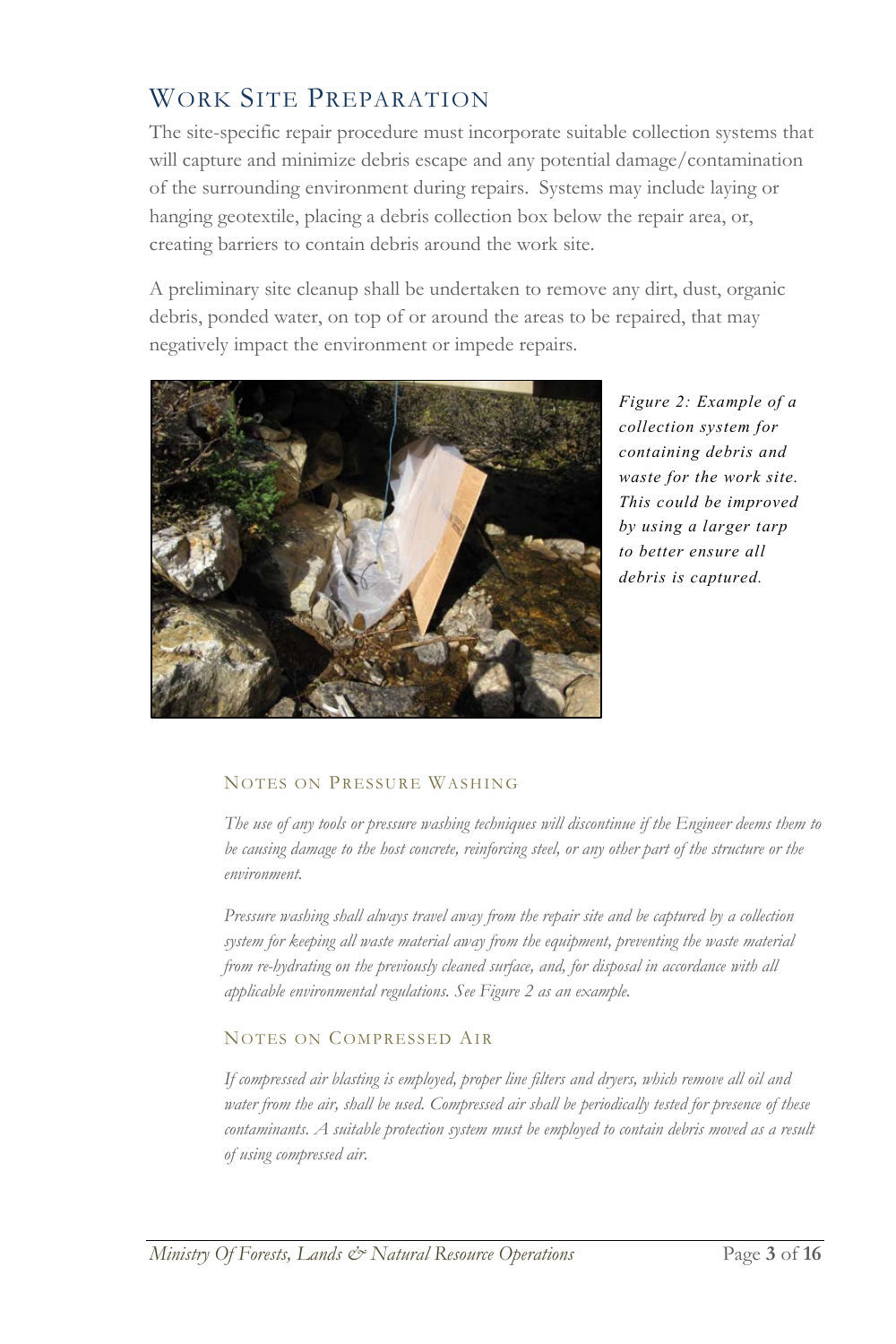## Work Site Preparation

The site-specific repair procedure must incorporate suitable collection systems that will capture and minimize debris escape and any potential damage/contamination of the surrounding environment during repairs. Systems may include laying or hanging geotextile, placing a debris collection box below the repair area, or, creating barriers to contain debris around the work site.

A preliminary site cleanup shall be undertaken to remove any dirt, dust, organic debris, ponded water, on top of or around the areas to be repaired, that may negatively impact the environment or impede repairs.

*Figure 2: Example of a collection system for containing debris and waste for the work site. This could be improved by using a larger tarp to better ensure all debris is captured.*

### Notes on Pressure Washing

*The use of any tools or pressure washing techniques will discontinue if the Engineer deems them to be causing damage to the host concrete, reinforcing steel, or any other part of the structure or the environment.*

*Pressure washing shall always travel away from the repair site and be captured by a collection system for keeping all waste material away from the equipment, preventing the waste material from re-hydrating on the previously cleaned surface, and, for disposal in accordance with all applicable environmental regulations. See Figure 2 as an example.*

### Notes on Compressed Air

*If compressed air blasting is employed, proper line filters and dryers, which remove all oil and water from the air, shall be used. Compressed air shall be periodically tested for presence of these contaminants. A suitable protection system must be employed to contain debris moved as a result of using compressed air.*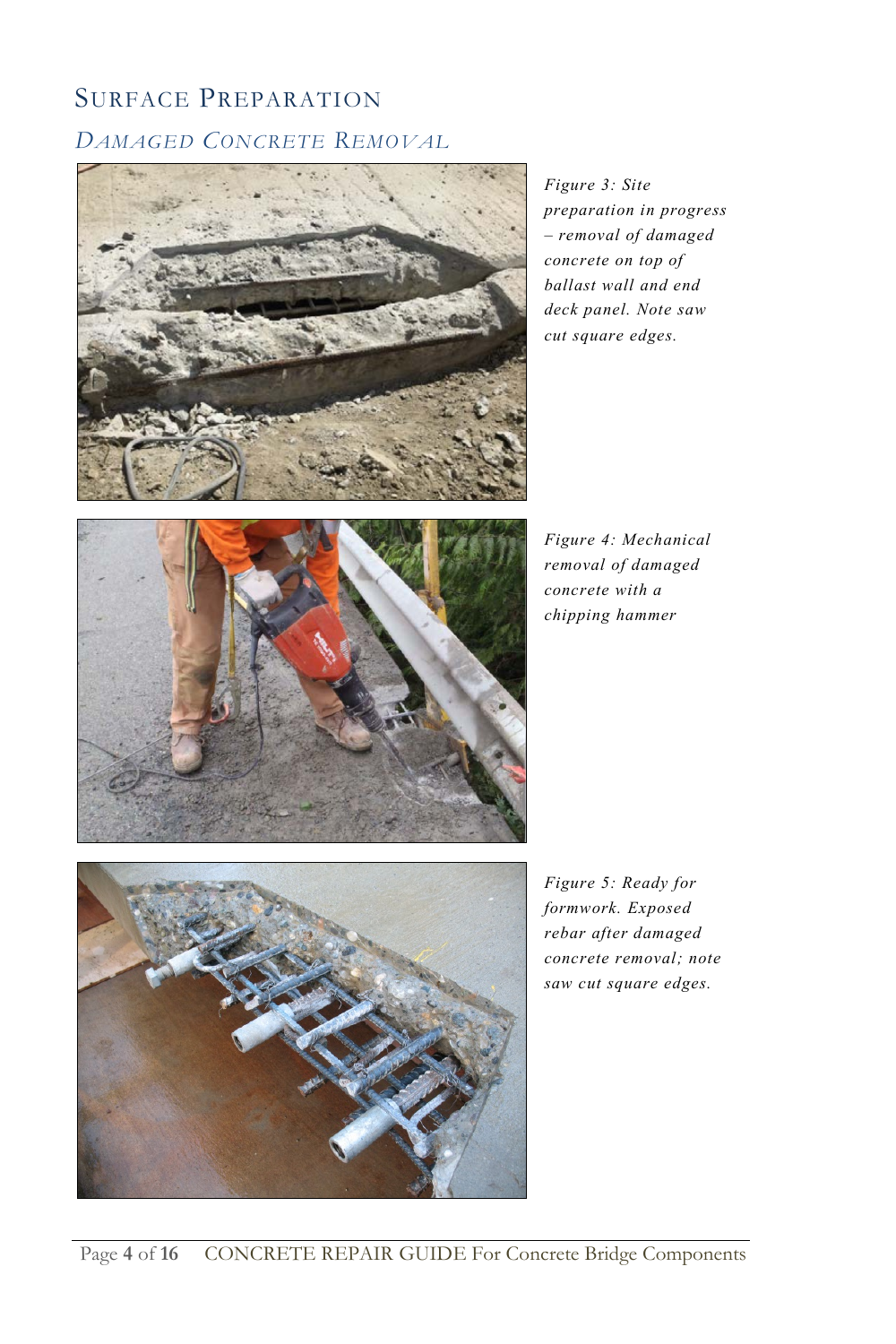## Surface Preparation

### *Damaged Concrete Removal*

*Figure 3: Site preparation in progress – removal of damaged concrete on top of ballast wall and end deck panel. Note saw cut square edges.*

*Figure 4: Mechanical removal of damaged concrete with a chipping hammer*

*Figure 5: Ready for formwork. Exposed rebar after damaged concrete removal; note saw cut square edges.*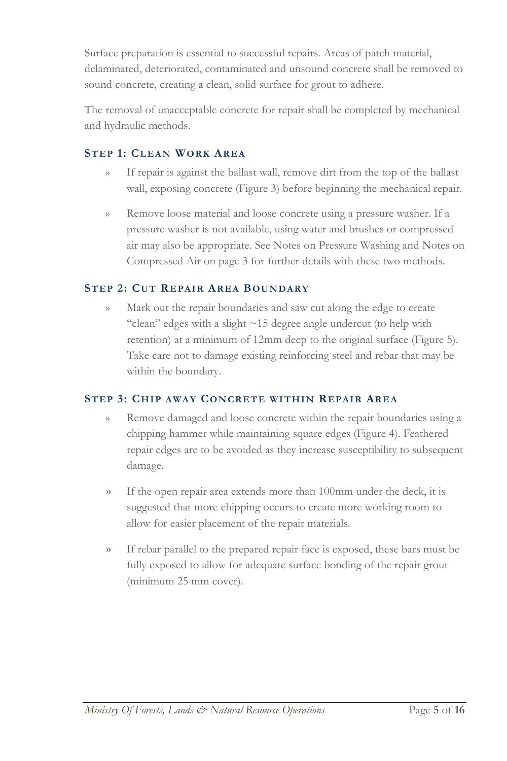Surface preparation is essential to successful repairs. Areas of patch material, delaminated, deteriorated, contaminated and unsound concrete shall be removed to sound concrete, creating a clean, solid surface for grout to adhere.

The removal of unacceptable concrete for repair shall be completed by mechanical and hydraulic methods.

### STEP 1: CLEAN WORK AREA

- If repair is against the ballast wall, remove dirt from the top of the ballast wall, exposing concrete (Figure 3) before beginning the mechanical repair.
- Remove loose material and loose concrete using a pressure washer. If a pressure washer is not available, using water and brushes or compressed air may also be appropriate. See Notes on Pressure Washing and Notes on Compressed Air on page 3 for further details with these two methods.

### STEP 2: CUT REPAIR AREA BOUNDARY

- Mark out the repair boundaries and saw cut along the edge to create "clean" edges with a slight ~15 degree angle undercut (to help with retention) at a minimum of 12mm deep to the original surface (Figure 5). Take care not to damage existing reinforcing steel and rebar that may be within the boundary.

### STEP 3: CHIP AWAY CONCRETE WITHIN REPAIR AREA

- Remove damaged and loose concrete within the repair boundaries using a chipping hammer while maintaining square edges (Figure 4). Feathered repair edges are to be avoided as they increase susceptibility to subsequent damage.
- If the open repair area extends more than 100mm under the deck, it is suggested that more chipping occurs to create more working room to allow for easier placement of the repair materials.
- If rebar parallel to the prepared repair face is exposed, these bars must be fully exposed to allow for adequate surface bonding of the repair grout (minimum 25 mm cover).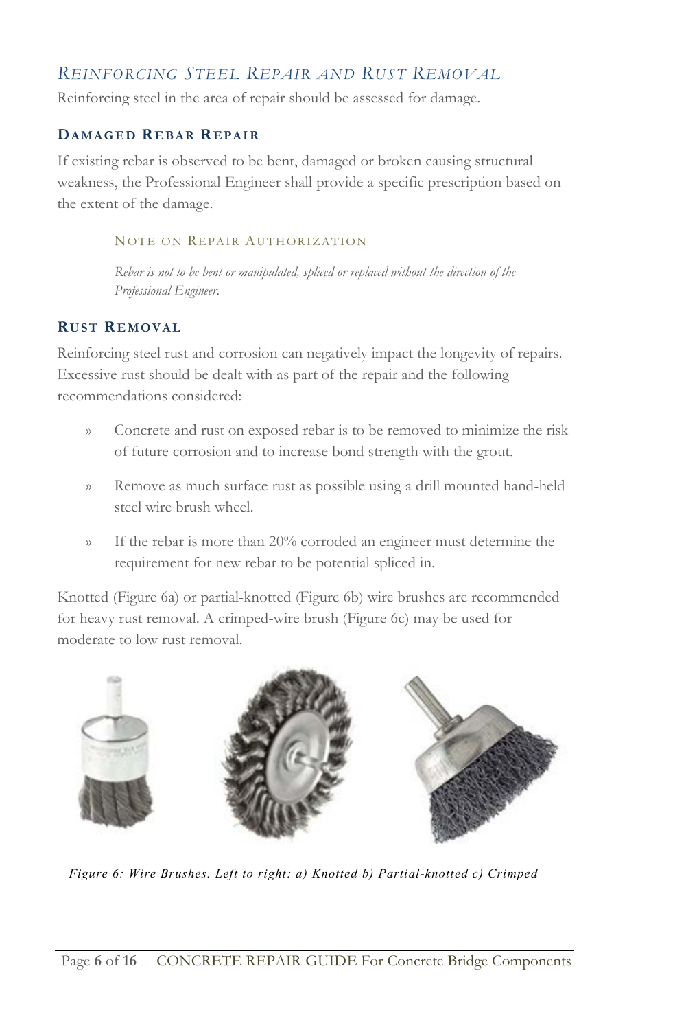## *Reinforcing Steel Repair and Rust Removal*

Reinforcing steel in the area of repair should be assessed for damage.

### Damaged Rebar Repair

If existing rebar is observed to be bent, damaged or broken causing structural weakness, the Professional Engineer shall provide a specific prescription based on the extent of the damage.

> Note on Repair Authorization
>
> *Rebar is not to be bent or manipulated, spliced or replaced without the direction of the Professional Engineer.*

### Rust Removal

Reinforcing steel rust and corrosion can negatively impact the longevity of repairs. Excessive rust should be dealt with as part of the repair and the following recommendations considered:

- Concrete and rust on exposed rebar is to be removed to minimize the risk of future corrosion and to increase bond strength with the grout.
- Remove as much surface rust as possible using a drill mounted hand-held steel wire brush wheel.
- If the rebar is more than 20% corroded an engineer must determine the requirement for new rebar to be potential spliced in.

Knotted (Figure 6a) or partial-knotted (Figure 6b) wire brushes are recommended for heavy rust removal. A crimped-wire brush (Figure 6c) may be used for moderate to low rust removal.

*Figure 6: Wire Brushes. Left to right: a) Knotted b) Partial-knotted c) Crimped*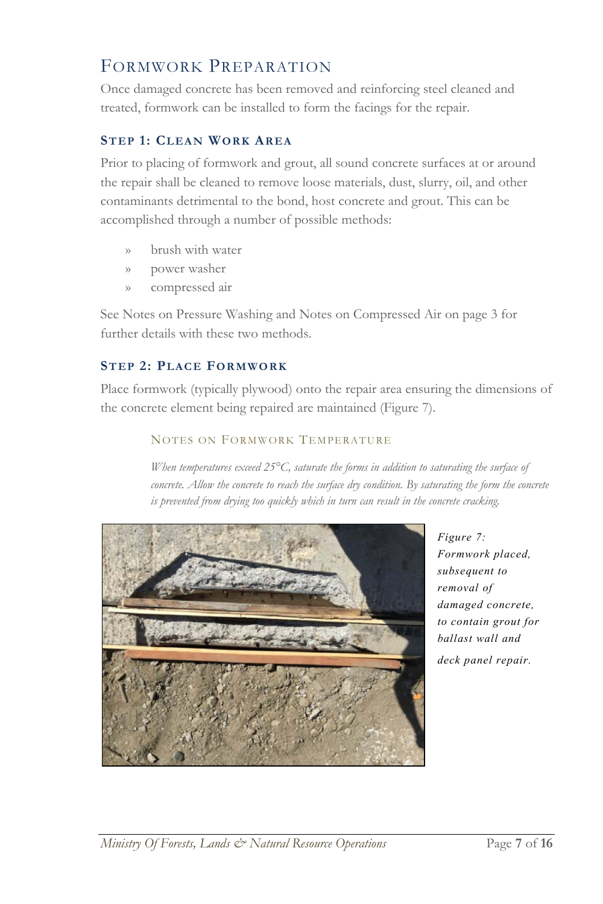# Formwork Preparation

Once damaged concrete has been removed and reinforcing steel cleaned and treated, formwork can be installed to form the facings for the repair.

### Step 1: Clean Work Area

Prior to placing of formwork and grout, all sound concrete surfaces at or around the repair shall be cleaned to remove loose materials, dust, slurry, oil, and other contaminants detrimental to the bond, host concrete and grout. This can be accomplished through a number of possible methods:

- brush with water
- power washer
- compressed air

See Notes on Pressure Washing and Notes on Compressed Air on page 3 for further details with these two methods.

### Step 2: Place Formwork

Place formwork (typically plywood) onto the repair area ensuring the dimensions of the concrete element being repaired are maintained (Figure 7).

#### Notes on Formwork Temperature

*When temperatures exceed 25°C, saturate the forms in addition to saturating the surface of concrete. Allow the concrete to reach the surface dry condition. By saturating the form the concrete is prevented from drying too quickly which in turn can result in the concrete cracking.*

*Figure 7: Formwork placed, subsequent to removal of damaged concrete, to contain grout for ballast wall and deck panel repair.*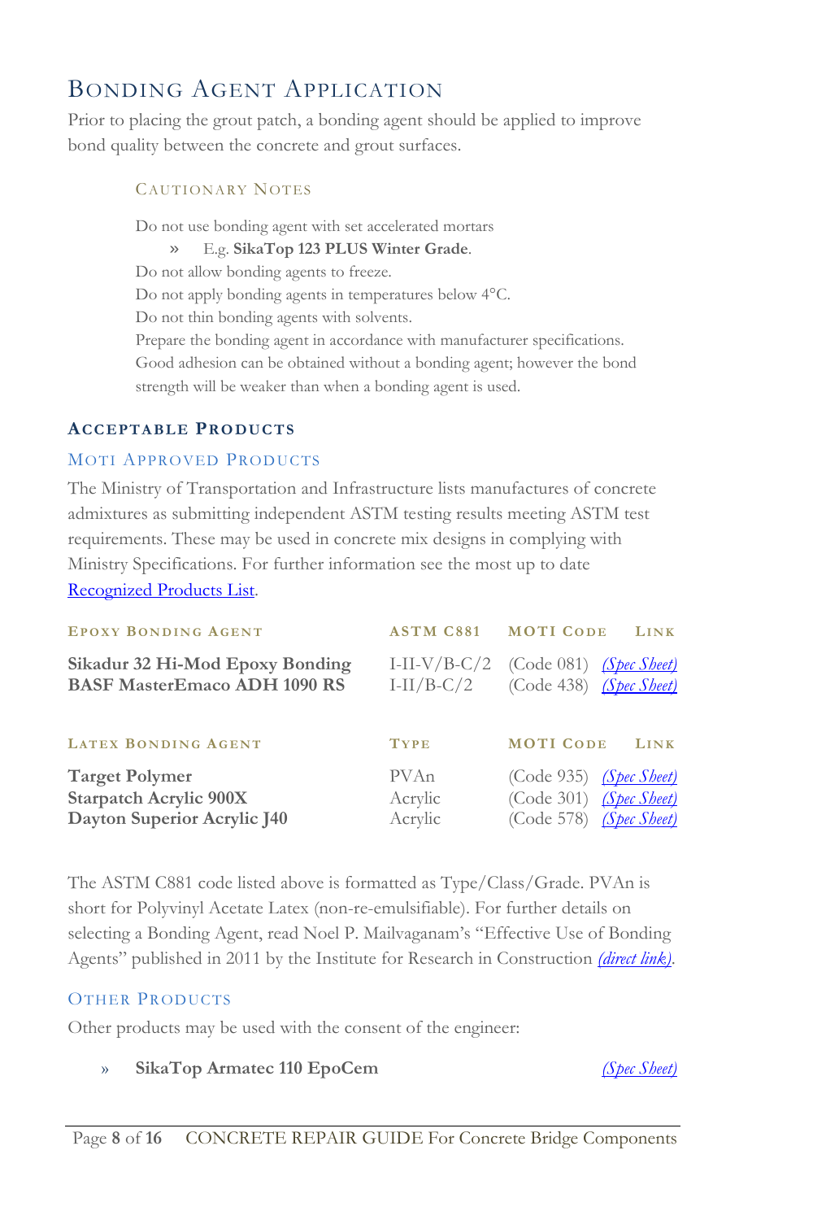# Bonding Agent Application

Prior to placing the grout patch, a bonding agent should be applied to improve bond quality between the concrete and grout surfaces.

### Cautionary Notes

Do not use bonding agent with set accelerated mortars

- E.g. **SikaTop 123 PLUS Winter Grade**.

Do not allow bonding agents to freeze.

Do not apply bonding agents in temperatures below 4°C.

Do not thin bonding agents with solvents.

Prepare the bonding agent in accordance with manufacturer specifications.

Good adhesion can be obtained without a bonding agent; however the bond strength will be weaker than when a bonding agent is used.

## Acceptable Products

### MOTI Approved Products

The Ministry of Transportation and Infrastructure lists manufactures of concrete admixtures as submitting independent ASTM testing results meeting ASTM test requirements. These may be used in concrete mix designs in complying with Ministry Specifications. For further information see the most up to date Recognized Products List.

| Epoxy Bonding Agent | ASTM C881 | MOTI Code | Link |
|---|---|---|---|
| **Sikadur 32 Hi-Mod Epoxy Bonding** | I-II-V/B-C/2 | (Code 081) | *(Spec Sheet)* |
| **BASF MasterEmaco ADH 1090 RS** | I-II/B-C/2 | (Code 438) | *(Spec Sheet)* |

| Latex Bonding Agent | Type | MOTI Code | Link |
|---|---|---|---|
| **Target Polymer** | PVAn | (Code 935) | *(Spec Sheet)* |
| **Starpatch Acrylic 900X** | Acrylic | (Code 301) | *(Spec Sheet)* |
| **Dayton Superior Acrylic J40** | Acrylic | (Code 578) | *(Spec Sheet)* |

The ASTM C881 code listed above is formatted as Type/Class/Grade. PVAn is short for Polyvinyl Acetate Latex (non-re-emulsifiable). For further details on selecting a Bonding Agent, read Noel P. Mailvaganam's "Effective Use of Bonding Agents" published in 2011 by the Institute for Research in Construction *(direct link)*.

### Other Products

Other products may be used with the consent of the engineer:

- **SikaTop Armatec 110 EpoCem** *(Spec Sheet)*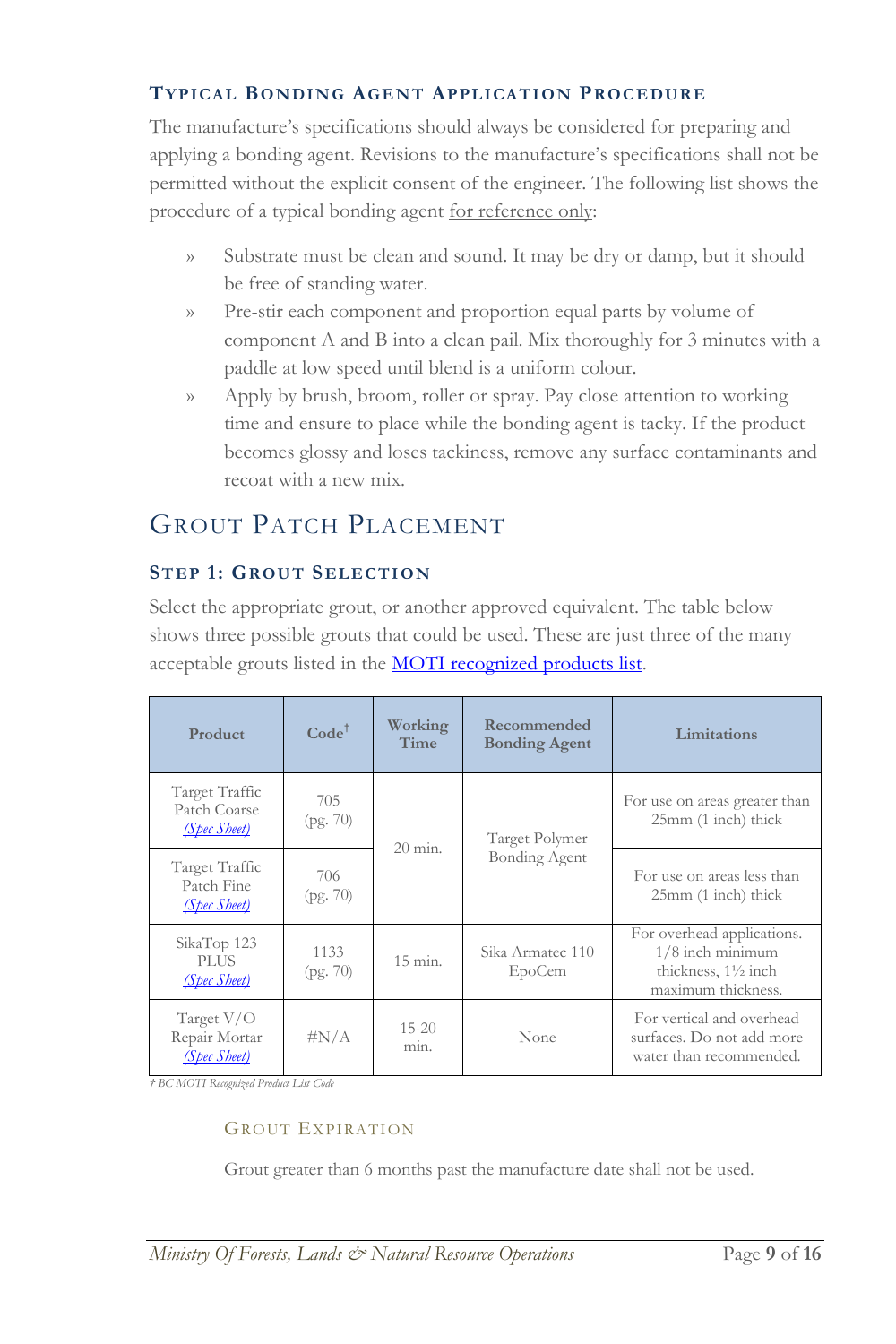### Typical Bonding Agent Application Procedure

The manufacture's specifications should always be considered for preparing and applying a bonding agent. Revisions to the manufacture's specifications shall not be permitted without the explicit consent of the engineer. The following list shows the procedure of a typical bonding agent for reference only:

- Substrate must be clean and sound. It may be dry or damp, but it should be free of standing water.
- Pre-stir each component and proportion equal parts by volume of component A and B into a clean pail. Mix thoroughly for 3 minutes with a paddle at low speed until blend is a uniform colour.
- Apply by brush, broom, roller or spray. Pay close attention to working time and ensure to place while the bonding agent is tacky. If the product becomes glossy and loses tackiness, remove any surface contaminants and recoat with a new mix.

## Grout Patch Placement

### Step 1: Grout Selection

Select the appropriate grout, or another approved equivalent. The table below shows three possible grouts that could be used. These are just three of the many acceptable grouts listed in the MOTI recognized products list.

| Product | Code† | Working Time | Recommended Bonding Agent | Limitations |
|---|---|---|---|---|
| Target Traffic Patch Coarse *(Spec Sheet)* | 705 (pg. 70) | 20 min. | Target Polymer Bonding Agent | For use on areas greater than 25mm (1 inch) thick |
| Target Traffic Patch Fine *(Spec Sheet)* | 706 (pg. 70) | 20 min. | Target Polymer Bonding Agent | For use on areas less than 25mm (1 inch) thick |
| SikaTop 123 PLUS *(Spec Sheet)* | 1133 (pg. 70) | 15 min. | Sika Armatec 110 EpoCem | For overhead applications. 1/8 inch minimum thickness, 1½ inch maximum thickness. |
| Target V/O Repair Mortar *(Spec Sheet)* | #N/A | 15-20 min. | None | For vertical and overhead surfaces. Do not add more water than recommended. |

*† BC MOTI Recognized Product List Code*

#### Grout Expiration

Grout greater than 6 months past the manufacture date shall not be used.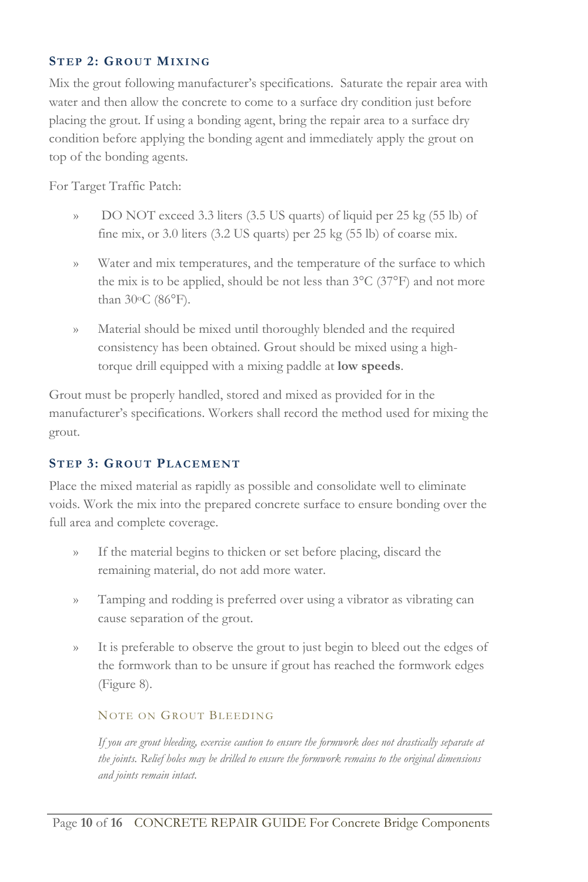### Step 2: Grout Mixing

Mix the grout following manufacturer's specifications. Saturate the repair area with water and then allow the concrete to come to a surface dry condition just before placing the grout. If using a bonding agent, bring the repair area to a surface dry condition before applying the bonding agent and immediately apply the grout on top of the bonding agents.

For Target Traffic Patch:

- DO NOT exceed 3.3 liters (3.5 US quarts) of liquid per 25 kg (55 lb) of fine mix, or 3.0 liters (3.2 US quarts) per 25 kg (55 lb) of coarse mix.
- Water and mix temperatures, and the temperature of the surface to which the mix is to be applied, should be not less than 3°C (37°F) and not more than 30°C (86°F).
- Material should be mixed until thoroughly blended and the required consistency has been obtained. Grout should be mixed using a high-torque drill equipped with a mixing paddle at **low speeds**.

Grout must be properly handled, stored and mixed as provided for in the manufacturer's specifications. Workers shall record the method used for mixing the grout.

### Step 3: Grout Placement

Place the mixed material as rapidly as possible and consolidate well to eliminate voids. Work the mix into the prepared concrete surface to ensure bonding over the full area and complete coverage.

- If the material begins to thicken or set before placing, discard the remaining material, do not add more water.
- Tamping and rodding is preferred over using a vibrator as vibrating can cause separation of the grout.
- It is preferable to observe the grout to just begin to bleed out the edges of the formwork than to be unsure if grout has reached the formwork edges (Figure 8).

#### Note on Grout Bleeding

*If you are grout bleeding, exercise caution to ensure the formwork does not drastically separate at the joints. Relief holes may be drilled to ensure the formwork remains to the original dimensions and joints remain intact.*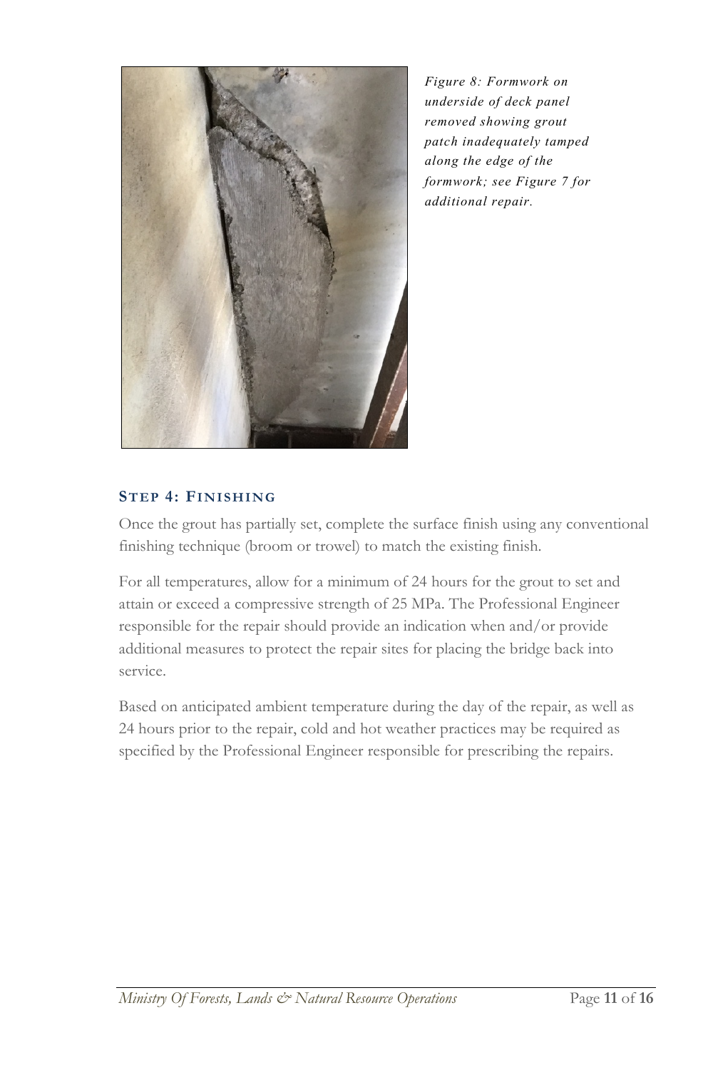*Figure 8: Formwork on underside of deck panel removed showing grout patch inadequately tamped along the edge of the formwork; see Figure 7 for additional repair.*

### STEP 4: FINISHING

Once the grout has partially set, complete the surface finish using any conventional finishing technique (broom or trowel) to match the existing finish.

For all temperatures, allow for a minimum of 24 hours for the grout to set and attain or exceed a compressive strength of 25 MPa. The Professional Engineer responsible for the repair should provide an indication when and/or provide additional measures to protect the repair sites for placing the bridge back into service.

Based on anticipated ambient temperature during the day of the repair, as well as 24 hours prior to the repair, cold and hot weather practices may be required as specified by the Professional Engineer responsible for prescribing the repairs.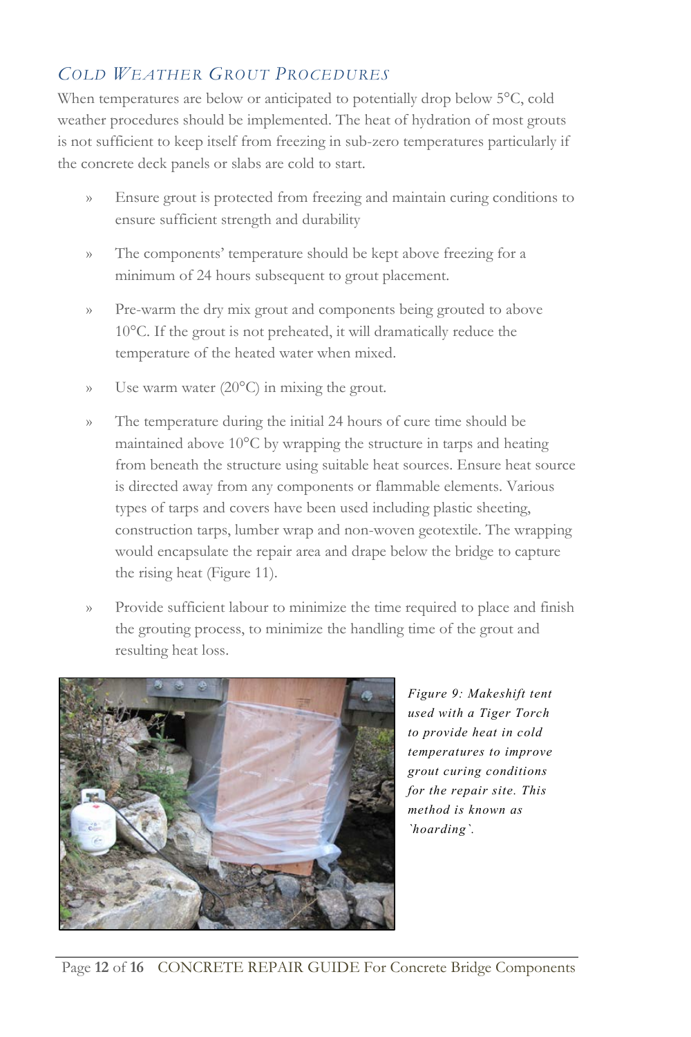## *Cold Weather Grout Procedures*

When temperatures are below or anticipated to potentially drop below 5°C, cold weather procedures should be implemented. The heat of hydration of most grouts is not sufficient to keep itself from freezing in sub-zero temperatures particularly if the concrete deck panels or slabs are cold to start.

- Ensure grout is protected from freezing and maintain curing conditions to ensure sufficient strength and durability
- The components' temperature should be kept above freezing for a minimum of 24 hours subsequent to grout placement.
- Pre-warm the dry mix grout and components being grouted to above 10°C. If the grout is not preheated, it will dramatically reduce the temperature of the heated water when mixed.
- Use warm water (20°C) in mixing the grout.
- The temperature during the initial 24 hours of cure time should be maintained above 10°C by wrapping the structure in tarps and heating from beneath the structure using suitable heat sources. Ensure heat source is directed away from any components or flammable elements. Various types of tarps and covers have been used including plastic sheeting, construction tarps, lumber wrap and non-woven geotextile. The wrapping would encapsulate the repair area and drape below the bridge to capture the rising heat (Figure 11).
- Provide sufficient labour to minimize the time required to place and finish the grouting process, to minimize the handling time of the grout and resulting heat loss.

*Figure 9: Makeshift tent used with a Tiger Torch to provide heat in cold temperatures to improve grout curing conditions for the repair site. This method is known as `hoarding`.*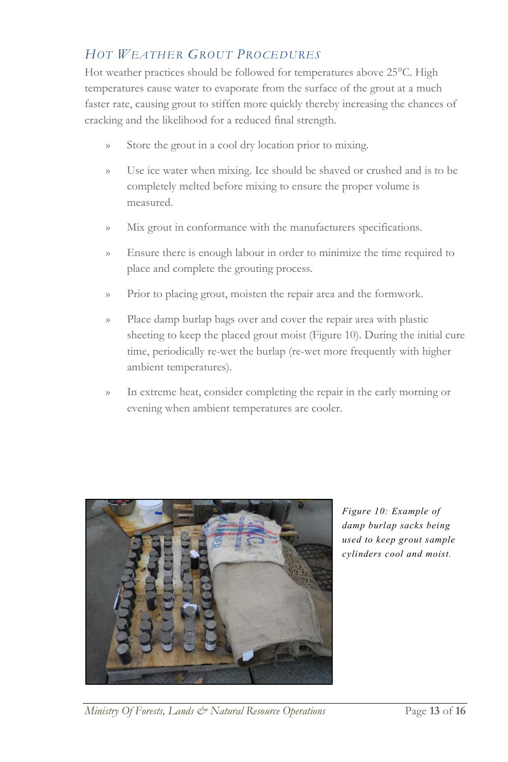## Hot Weather Grout Procedures

Hot weather practices should be followed for temperatures above 25°C. High temperatures cause water to evaporate from the surface of the grout at a much faster rate, causing grout to stiffen more quickly thereby increasing the chances of cracking and the likelihood for a reduced final strength.

- Store the grout in a cool dry location prior to mixing.
- Use ice water when mixing. Ice should be shaved or crushed and is to be completely melted before mixing to ensure the proper volume is measured.
- Mix grout in conformance with the manufacturers specifications.
- Ensure there is enough labour in order to minimize the time required to place and complete the grouting process.
- Prior to placing grout, moisten the repair area and the formwork.
- Place damp burlap bags over and cover the repair area with plastic sheeting to keep the placed grout moist (Figure 10). During the initial cure time, periodically re-wet the burlap (re-wet more frequently with higher ambient temperatures).
- In extreme heat, consider completing the repair in the early morning or evening when ambient temperatures are cooler.

*Figure 10: Example of damp burlap sacks being used to keep grout sample cylinders cool and moist.*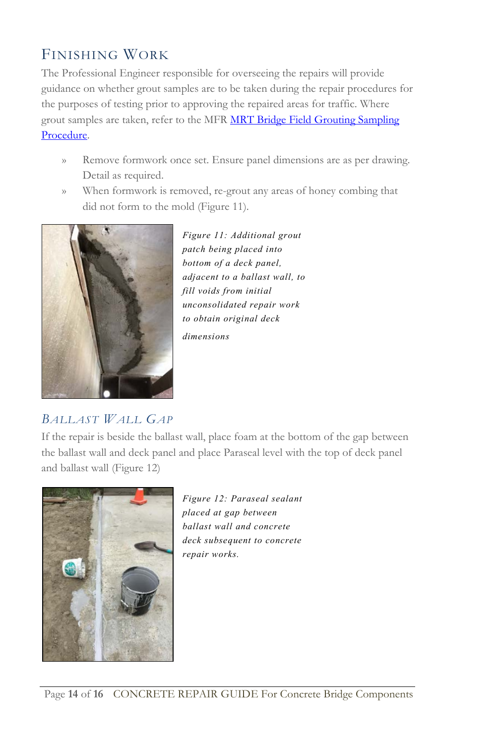## Finishing Work

The Professional Engineer responsible for overseeing the repairs will provide guidance on whether grout samples are to be taken during the repair procedures for the purposes of testing prior to approving the repaired areas for traffic. Where grout samples are taken, refer to the MFR [MRT Bridge Field Grouting Sampling Procedure]().

- Remove formwork once set. Ensure panel dimensions are as per drawing. Detail as required.
- When formwork is removed, re-grout any areas of honey combing that did not form to the mold (Figure 11).

*Figure 11: Additional grout patch being placed into bottom of a deck panel, adjacent to a ballast wall, to fill voids from initial unconsolidated repair work to obtain original deck dimensions*

### *Ballast Wall Gap*

If the repair is beside the ballast wall, place foam at the bottom of the gap between the ballast wall and deck panel and place Paraseal level with the top of deck panel and ballast wall (Figure 12)

*Figure 12: Paraseal sealant placed at gap between ballast wall and concrete deck subsequent to concrete repair works.*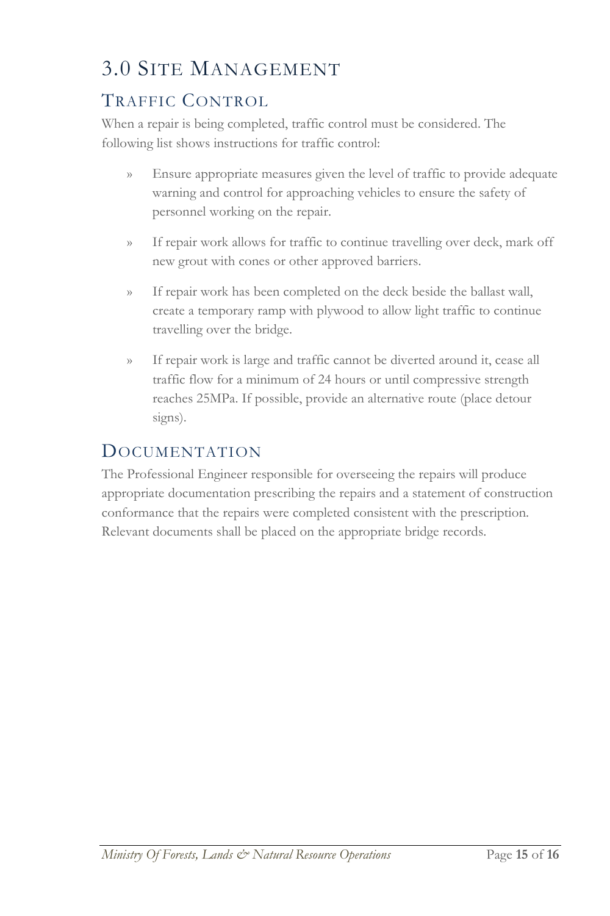# 3.0 Site Management

## Traffic Control

When a repair is being completed, traffic control must be considered. The following list shows instructions for traffic control:

- Ensure appropriate measures given the level of traffic to provide adequate warning and control for approaching vehicles to ensure the safety of personnel working on the repair.
- If repair work allows for traffic to continue travelling over deck, mark off new grout with cones or other approved barriers.
- If repair work has been completed on the deck beside the ballast wall, create a temporary ramp with plywood to allow light traffic to continue travelling over the bridge.
- If repair work is large and traffic cannot be diverted around it, cease all traffic flow for a minimum of 24 hours or until compressive strength reaches 25MPa. If possible, provide an alternative route (place detour signs).

## Documentation

The Professional Engineer responsible for overseeing the repairs will produce appropriate documentation prescribing the repairs and a statement of construction conformance that the repairs were completed consistent with the prescription. Relevant documents shall be placed on the appropriate bridge records.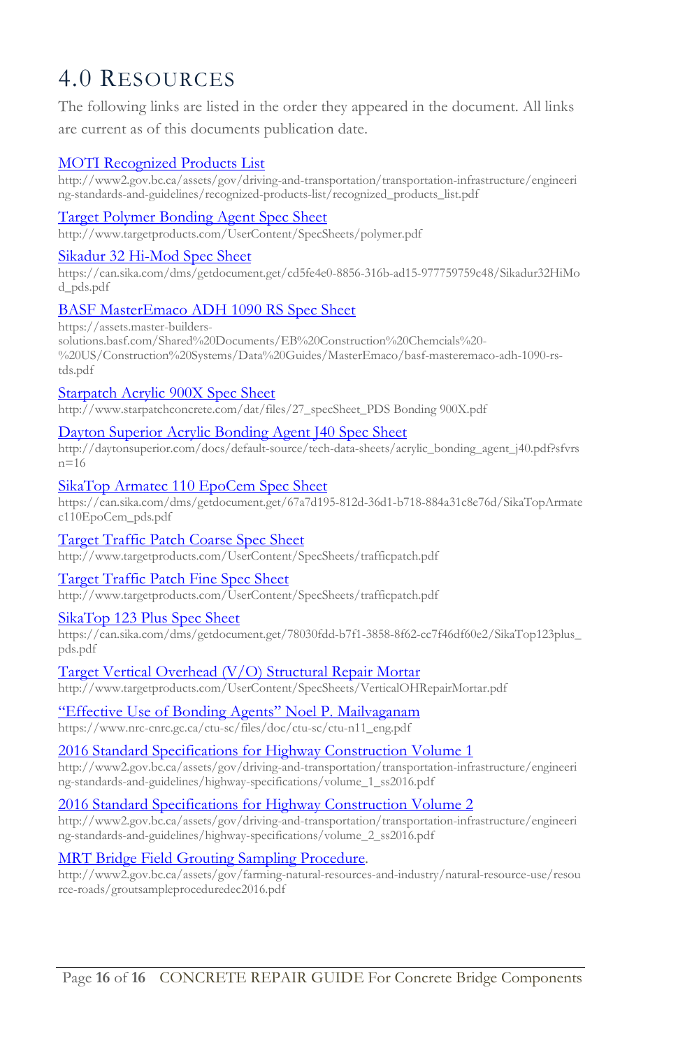# 4.0 Resources

The following links are listed in the order they appeared in the document. All links are current as of this documents publication date.

[MOTI Recognized Products List](http://www2.gov.bc.ca/assets/gov/driving-and-transportation/transportation-infrastructure/engineering-standards-and-guidelines/recognized-products-list/recognized_products_list.pdf)
http://www2.gov.bc.ca/assets/gov/driving-and-transportation/transportation-infrastructure/engineering-standards-and-guidelines/recognized-products-list/recognized_products_list.pdf

[Target Polymer Bonding Agent Spec Sheet](http://www.targetproducts.com/UserContent/SpecSheets/polymer.pdf)
http://www.targetproducts.com/UserContent/SpecSheets/polymer.pdf

[Sikadur 32 Hi-Mod Spec Sheet](https://can.sika.com/dms/getdocument.get/cd5fe4e0-8856-316b-ad15-977759759c48/Sikadur32HiMod_pds.pdf)
https://can.sika.com/dms/getdocument.get/cd5fe4e0-8856-316b-ad15-977759759c48/Sikadur32HiMod_pds.pdf

[BASF MasterEmaco ADH 1090 RS Spec Sheet](https://assets.master-builders-solutions.basf.com/Shared%20Documents/EB%20Construction%20Chemcials%20-%20US/Construction%20Systems/Data%20Guides/MasterEmaco/basf-masteremaco-adh-1090-rs-tds.pdf)
https://assets.master-builders-solutions.basf.com/Shared%20Documents/EB%20Construction%20Chemcials%20-%20US/Construction%20Systems/Data%20Guides/MasterEmaco/basf-masteremaco-adh-1090-rs-tds.pdf

[Starpatch Acrylic 900X Spec Sheet](http://www.starpatchconcrete.com/dat/files/27_specSheet_PDS Bonding 900X.pdf)
http://www.starpatchconcrete.com/dat/files/27_specSheet_PDS Bonding 900X.pdf

[Dayton Superior Acrylic Bonding Agent J40 Spec Sheet](http://daytonsuperior.com/docs/default-source/tech-data-sheets/acrylic_bonding_agent_j40.pdf?sfvrsn=16)
http://daytonsuperior.com/docs/default-source/tech-data-sheets/acrylic_bonding_agent_j40.pdf?sfvrsn=16

[SikaTop Armatec 110 EpoCem Spec Sheet](https://can.sika.com/dms/getdocument.get/67a7d195-812d-36d1-b718-884a31c8e76d/SikaTopArmatec110EpoCem_pds.pdf)
https://can.sika.com/dms/getdocument.get/67a7d195-812d-36d1-b718-884a31c8e76d/SikaTopArmatec110EpoCem_pds.pdf

[Target Traffic Patch Coarse Spec Sheet](http://www.targetproducts.com/UserContent/SpecSheets/trafficpatch.pdf)
http://www.targetproducts.com/UserContent/SpecSheets/trafficpatch.pdf

[Target Traffic Patch Fine Spec Sheet](http://www.targetproducts.com/UserContent/SpecSheets/trafficpatch.pdf)
http://www.targetproducts.com/UserContent/SpecSheets/trafficpatch.pdf

[SikaTop 123 Plus Spec Sheet](https://can.sika.com/dms/getdocument.get/78030fdd-b7f1-3858-8f62-cc7f46df60e2/SikaTop123plus_pds.pdf)
https://can.sika.com/dms/getdocument.get/78030fdd-b7f1-3858-8f62-cc7f46df60e2/SikaTop123plus_pds.pdf

[Target Vertical Overhead (V/O) Structural Repair Mortar](http://www.targetproducts.com/UserContent/SpecSheets/VerticalOHRepairMortar.pdf)
http://www.targetproducts.com/UserContent/SpecSheets/VerticalOHRepairMortar.pdf

[“Effective Use of Bonding Agents” Noel P. Mailvaganam](https://www.nrc-cnrc.gc.ca/ctu-sc/files/doc/ctu-sc/ctu-n11_eng.pdf)
https://www.nrc-cnrc.gc.ca/ctu-sc/files/doc/ctu-sc/ctu-n11_eng.pdf

[2016 Standard Specifications for Highway Construction Volume 1](http://www2.gov.bc.ca/assets/gov/driving-and-transportation/transportation-infrastructure/engineering-standards-and-guidelines/highway-specifications/volume_1_ss2016.pdf)
http://www2.gov.bc.ca/assets/gov/driving-and-transportation/transportation-infrastructure/engineering-standards-and-guidelines/highway-specifications/volume_1_ss2016.pdf

[2016 Standard Specifications for Highway Construction Volume 2](http://www2.gov.bc.ca/assets/gov/driving-and-transportation/transportation-infrastructure/engineering-standards-and-guidelines/highway-specifications/volume_2_ss2016.pdf)
http://www2.gov.bc.ca/assets/gov/driving-and-transportation/transportation-infrastructure/engineering-standards-and-guidelines/highway-specifications/volume_2_ss2016.pdf

[MRT Bridge Field Grouting Sampling Procedure](http://www2.gov.bc.ca/assets/gov/farming-natural-resources-and-industry/natural-resource-use/resource-roads/groutsampleproceduredec2016.pdf).
http://www2.gov.bc.ca/assets/gov/farming-natural-resources-and-industry/natural-resource-use/resource-roads/groutsampleproceduredec2016.pdf